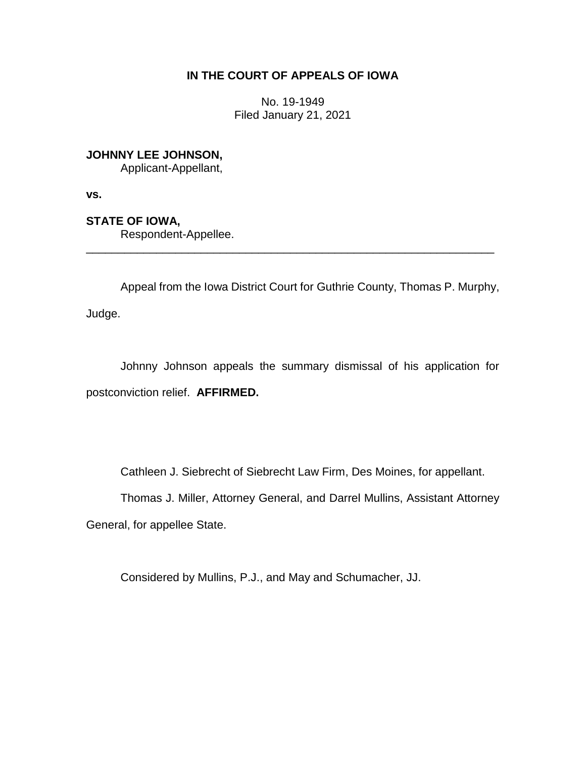**IN THE COURT OF APPEALS OF IOWA**

No. 19-1949
Filed January 21, 2021

**JOHNNY LEE JOHNSON,**
Applicant-Appellant,

**vs.**

**STATE OF IOWA,**
Respondent-Appellee.

---

Appeal from the Iowa District Court for Guthrie County, Thomas P. Murphy, Judge.

Johnny Johnson appeals the summary dismissal of his application for postconviction relief. **AFFIRMED.**

Cathleen J. Siebrecht of Siebrecht Law Firm, Des Moines, for appellant.

Thomas J. Miller, Attorney General, and Darrel Mullins, Assistant Attorney General, for appellee State.

Considered by Mullins, P.J., and May and Schumacher, JJ.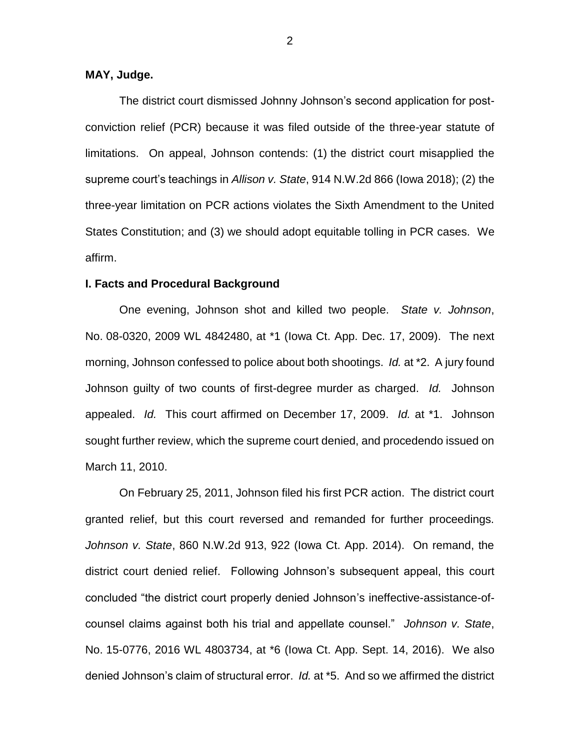**MAY, Judge.**

The district court dismissed Johnny Johnson's second application for post-conviction relief (PCR) because it was filed outside of the three-year statute of limitations. On appeal, Johnson contends: (1) the district court misapplied the supreme court's teachings in *Allison v. State*, 914 N.W.2d 866 (Iowa 2018); (2) the three-year limitation on PCR actions violates the Sixth Amendment to the United States Constitution; and (3) we should adopt equitable tolling in PCR cases. We affirm.

## I. Facts and Procedural Background

One evening, Johnson shot and killed two people. *State v. Johnson*, No. 08-0320, 2009 WL 4842480, at *1 (Iowa Ct. App. Dec. 17, 2009). The next morning, Johnson confessed to police about both shootings. *Id.* at *2. A jury found Johnson guilty of two counts of first-degree murder as charged. *Id.* Johnson appealed. *Id.* This court affirmed on December 17, 2009. *Id.* at *1. Johnson sought further review, which the supreme court denied, and procedendo issued on March 11, 2010.

On February 25, 2011, Johnson filed his first PCR action. The district court granted relief, but this court reversed and remanded for further proceedings. *Johnson v. State*, 860 N.W.2d 913, 922 (Iowa Ct. App. 2014). On remand, the district court denied relief. Following Johnson's subsequent appeal, this court concluded "the district court properly denied Johnson's ineffective-assistance-of-counsel claims against both his trial and appellate counsel." *Johnson v. State*, No. 15-0776, 2016 WL 4803734, at *6 (Iowa Ct. App. Sept. 14, 2016). We also denied Johnson's claim of structural error. *Id.* at *5. And so we affirmed the district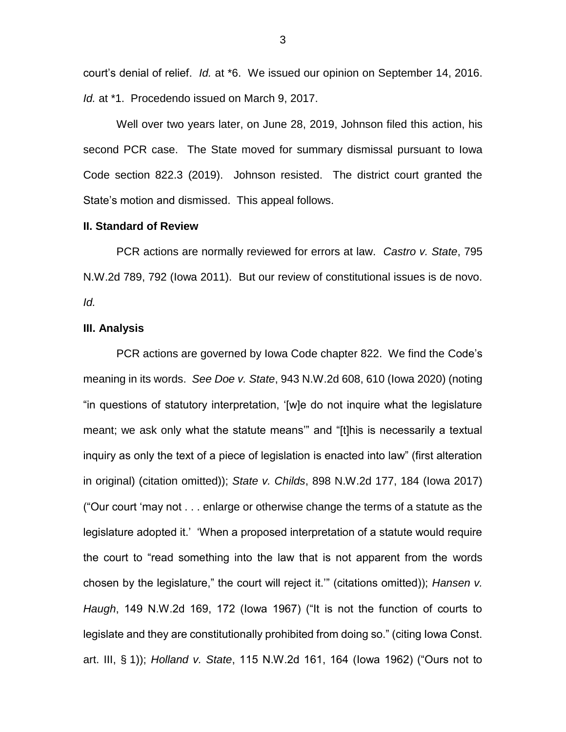court's denial of relief. *Id.* at *6. We issued our opinion on September 14, 2016. *Id.* at *1. Procedendo issued on March 9, 2017.

Well over two years later, on June 28, 2019, Johnson filed this action, his second PCR case. The State moved for summary dismissal pursuant to Iowa Code section 822.3 (2019). Johnson resisted. The district court granted the State's motion and dismissed. This appeal follows.

**II. Standard of Review**

PCR actions are normally reviewed for errors at law. *Castro v. State*, 795 N.W.2d 789, 792 (Iowa 2011). But our review of constitutional issues is de novo. *Id.*

**III. Analysis**

PCR actions are governed by Iowa Code chapter 822. We find the Code's meaning in its words. *See Doe v. State*, 943 N.W.2d 608, 610 (Iowa 2020) (noting "in questions of statutory interpretation, '[w]e do not inquire what the legislature meant; we ask only what the statute means'" and "[t]his is necessarily a textual inquiry as only the text of a piece of legislation is enacted into law" (first alteration in original) (citation omitted)); *State v. Childs*, 898 N.W.2d 177, 184 (Iowa 2017) ("Our court 'may not . . . enlarge or otherwise change the terms of a statute as the legislature adopted it.' 'When a proposed interpretation of a statute would require the court to "read something into the law that is not apparent from the words chosen by the legislature," the court will reject it.'" (citations omitted)); *Hansen v. Haugh*, 149 N.W.2d 169, 172 (Iowa 1967) ("It is not the function of courts to legislate and they are constitutionally prohibited from doing so." (citing Iowa Const. art. III, § 1)); *Holland v. State*, 115 N.W.2d 161, 164 (Iowa 1962) ("Ours not to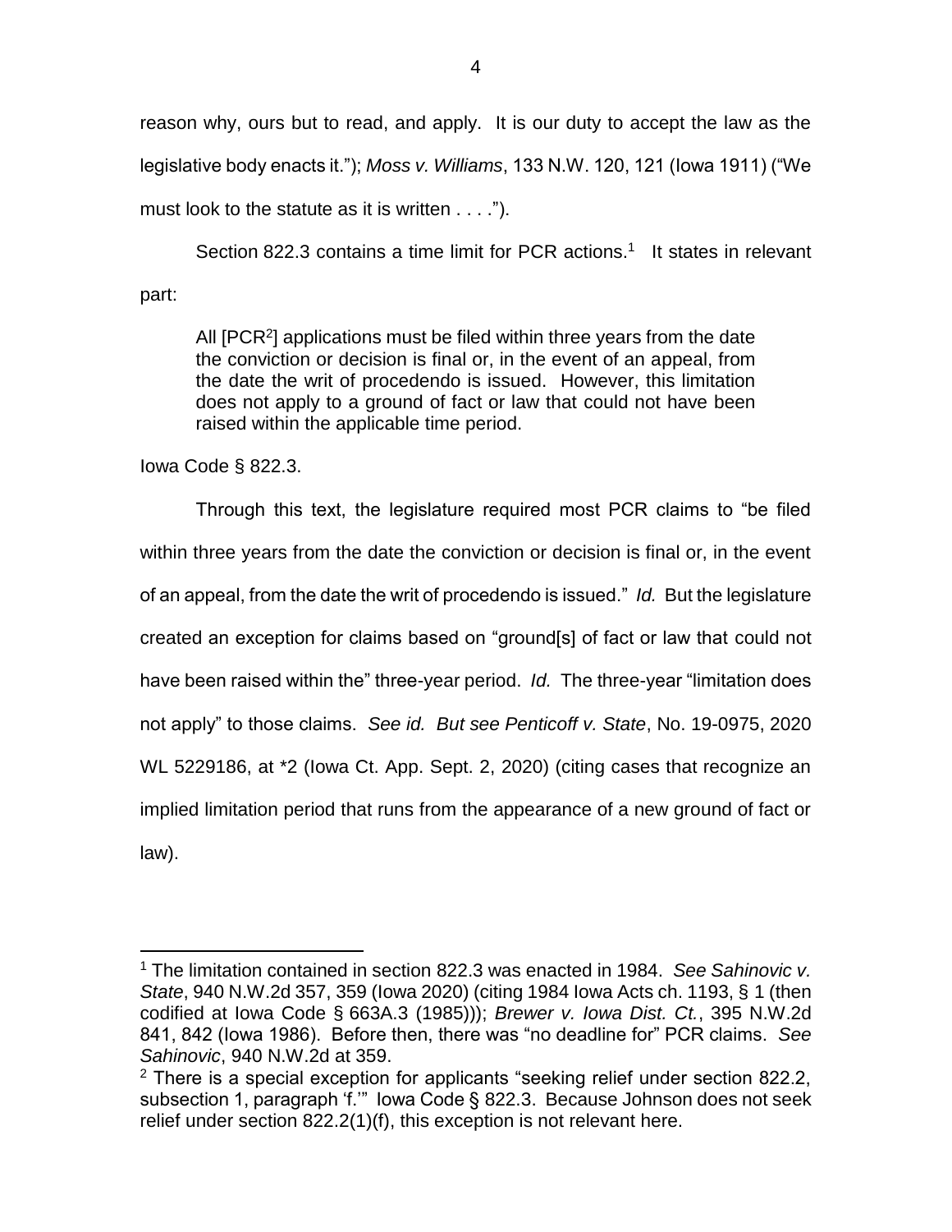reason why, ours but to read, and apply. It is our duty to accept the law as the legislative body enacts it."); *Moss v. Williams*, 133 N.W. 120, 121 (Iowa 1911) ("We must look to the statute as it is written . . . .").

Section 822.3 contains a time limit for PCR actions.[1] It states in relevant part:

> All [PCR[2]] applications must be filed within three years from the date the conviction or decision is final or, in the event of an appeal, from the date the writ of procedendo is issued. However, this limitation does not apply to a ground of fact or law that could not have been raised within the applicable time period.

Iowa Code § 822.3.

Through this text, the legislature required most PCR claims to "be filed within three years from the date the conviction or decision is final or, in the event of an appeal, from the date the writ of procedendo is issued." *Id.* But the legislature created an exception for claims based on "ground[s] of fact or law that could not have been raised within the" three-year period. *Id.* The three-year "limitation does not apply" to those claims. *See id. But see Penticoff v. State*, No. 19-0975, 2020 WL 5229186, at *2 (Iowa Ct. App. Sept. 2, 2020) (citing cases that recognize an implied limitation period that runs from the appearance of a new ground of fact or law).

---

[1] The limitation contained in section 822.3 was enacted in 1984. *See Sahinovic v. State*, 940 N.W.2d 357, 359 (Iowa 2020) (citing 1984 Iowa Acts ch. 1193, § 1 (then codified at Iowa Code § 663A.3 (1985))); *Brewer v. Iowa Dist. Ct.*, 395 N.W.2d 841, 842 (Iowa 1986). Before then, there was "no deadline for" PCR claims. *See Sahinovic*, 940 N.W.2d at 359.

[2] There is a special exception for applicants "seeking relief under section 822.2, subsection 1, paragraph 'f.'" Iowa Code § 822.3. Because Johnson does not seek relief under section 822.2(1)(f), this exception is not relevant here.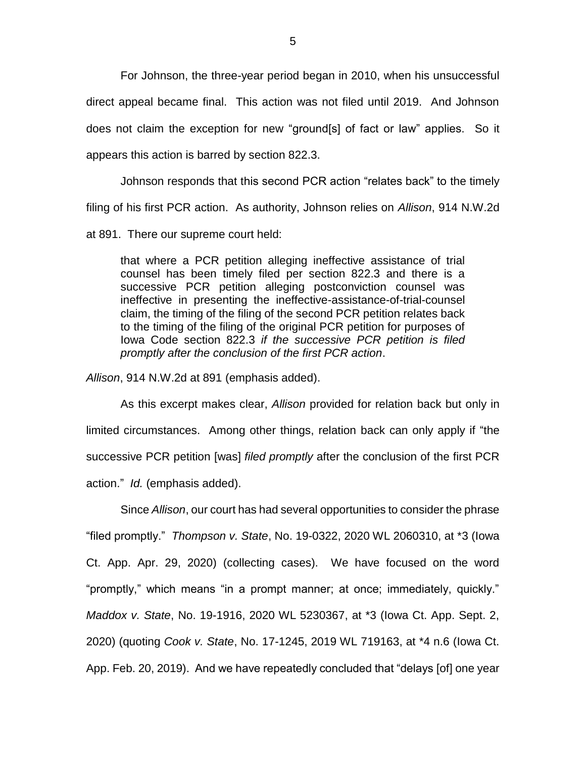For Johnson, the three-year period began in 2010, when his unsuccessful direct appeal became final. This action was not filed until 2019. And Johnson does not claim the exception for new "ground[s] of fact or law" applies. So it appears this action is barred by section 822.3.

Johnson responds that this second PCR action "relates back" to the timely filing of his first PCR action. As authority, Johnson relies on *Allison*, 914 N.W.2d at 891. There our supreme court held:

> that where a PCR petition alleging ineffective assistance of trial counsel has been timely filed per section 822.3 and there is a successive PCR petition alleging postconviction counsel was ineffective in presenting the ineffective-assistance-of-trial-counsel claim, the timing of the filing of the second PCR petition relates back to the timing of the filing of the original PCR petition for purposes of Iowa Code section 822.3 *if the successive PCR petition is filed promptly after the conclusion of the first PCR action*.

*Allison*, 914 N.W.2d at 891 (emphasis added).

As this excerpt makes clear, *Allison* provided for relation back but only in limited circumstances. Among other things, relation back can only apply if "the successive PCR petition [was] *filed promptly* after the conclusion of the first PCR action." *Id.* (emphasis added).

Since *Allison*, our court has had several opportunities to consider the phrase "filed promptly." *Thompson v. State*, No. 19-0322, 2020 WL 2060310, at *3 (Iowa Ct. App. Apr. 29, 2020) (collecting cases). We have focused on the word "promptly," which means "in a prompt manner; at once; immediately, quickly." *Maddox v. State*, No. 19-1916, 2020 WL 5230367, at *3 (Iowa Ct. App. Sept. 2, 2020) (quoting *Cook v. State*, No. 17-1245, 2019 WL 719163, at *4 n.6 (Iowa Ct. App. Feb. 20, 2019). And we have repeatedly concluded that "delays [of] one year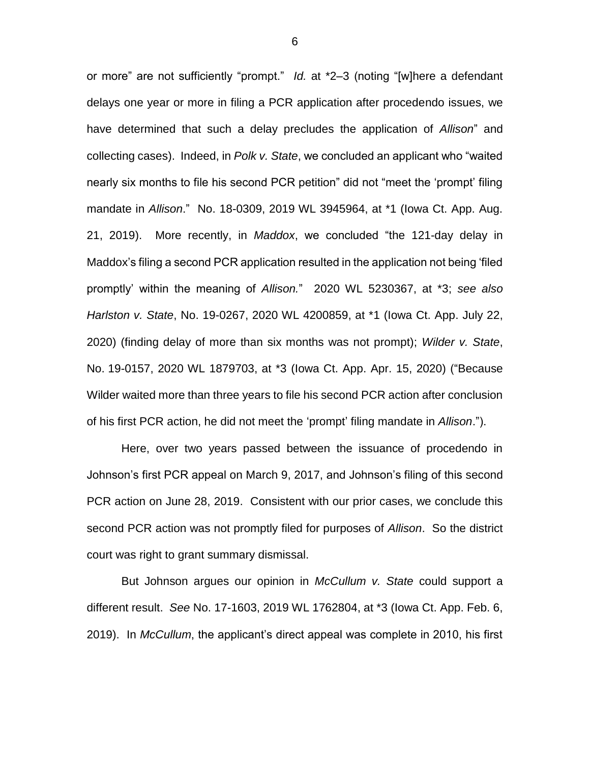or more" are not sufficiently "prompt." *Id.* at *2–3 (noting "[w]here a defendant delays one year or more in filing a PCR application after procedendo issues, we have determined that such a delay precludes the application of *Allison*" and collecting cases). Indeed, in *Polk v. State*, we concluded an applicant who "waited nearly six months to file his second PCR petition" did not "meet the 'prompt' filing mandate in *Allison*." No. 18-0309, 2019 WL 3945964, at *1 (Iowa Ct. App. Aug. 21, 2019). More recently, in *Maddox*, we concluded "the 121-day delay in Maddox's filing a second PCR application resulted in the application not being 'filed promptly' within the meaning of *Allison.*" 2020 WL 5230367, at *3; *see also Harlston v. State*, No. 19-0267, 2020 WL 4200859, at *1 (Iowa Ct. App. July 22, 2020) (finding delay of more than six months was not prompt); *Wilder v. State*, No. 19-0157, 2020 WL 1879703, at *3 (Iowa Ct. App. Apr. 15, 2020) ("Because Wilder waited more than three years to file his second PCR action after conclusion of his first PCR action, he did not meet the 'prompt' filing mandate in *Allison*.").

Here, over two years passed between the issuance of procedendo in Johnson's first PCR appeal on March 9, 2017, and Johnson's filing of this second PCR action on June 28, 2019. Consistent with our prior cases, we conclude this second PCR action was not promptly filed for purposes of *Allison*. So the district court was right to grant summary dismissal.

But Johnson argues our opinion in *McCullum v. State* could support a different result. *See* No. 17-1603, 2019 WL 1762804, at *3 (Iowa Ct. App. Feb. 6, 2019). In *McCullum*, the applicant's direct appeal was complete in 2010, his first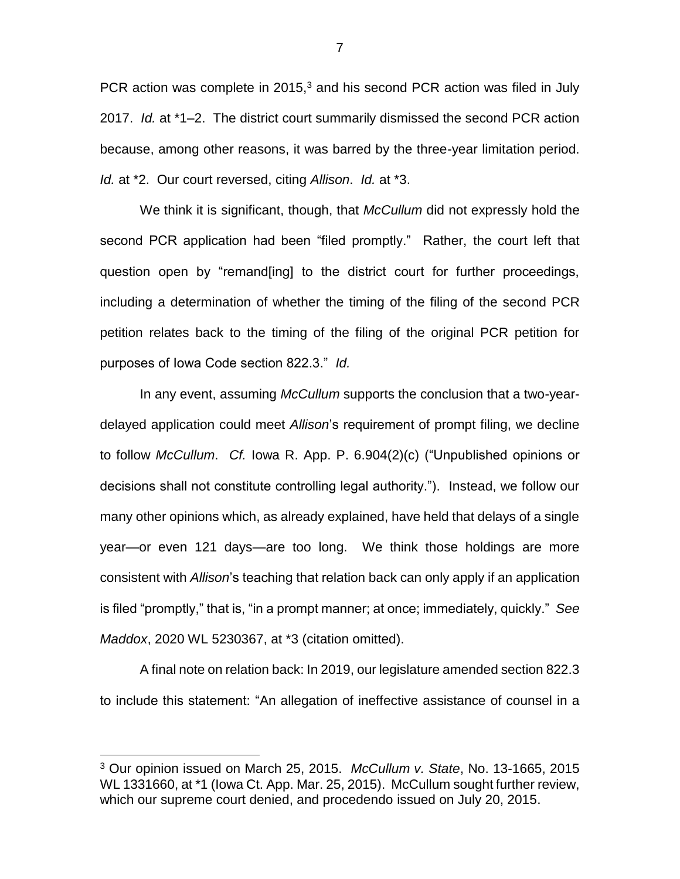PCR action was complete in 2015,[3] and his second PCR action was filed in July 2017. *Id.* at *1–2. The district court summarily dismissed the second PCR action because, among other reasons, it was barred by the three-year limitation period. *Id.* at *2. Our court reversed, citing *Allison*. *Id.* at *3.

We think it is significant, though, that *McCullum* did not expressly hold the second PCR application had been "filed promptly." Rather, the court left that question open by "remand[ing] to the district court for further proceedings, including a determination of whether the timing of the filing of the second PCR petition relates back to the timing of the filing of the original PCR petition for purposes of Iowa Code section 822.3." *Id.*

In any event, assuming *McCullum* supports the conclusion that a two-year-delayed application could meet *Allison*'s requirement of prompt filing, we decline to follow *McCullum*. *Cf.* Iowa R. App. P. 6.904(2)(c) ("Unpublished opinions or decisions shall not constitute controlling legal authority."). Instead, we follow our many other opinions which, as already explained, have held that delays of a single year—or even 121 days—are too long. We think those holdings are more consistent with *Allison*'s teaching that relation back can only apply if an application is filed "promptly," that is, "in a prompt manner; at once; immediately, quickly." *See Maddox*, 2020 WL 5230367, at *3 (citation omitted).

A final note on relation back: In 2019, our legislature amended section 822.3 to include this statement: "An allegation of ineffective assistance of counsel in a

---

[3] Our opinion issued on March 25, 2015. *McCullum v. State*, No. 13-1665, 2015 WL 1331660, at *1 (Iowa Ct. App. Mar. 25, 2015). McCullum sought further review, which our supreme court denied, and procedendo issued on July 20, 2015.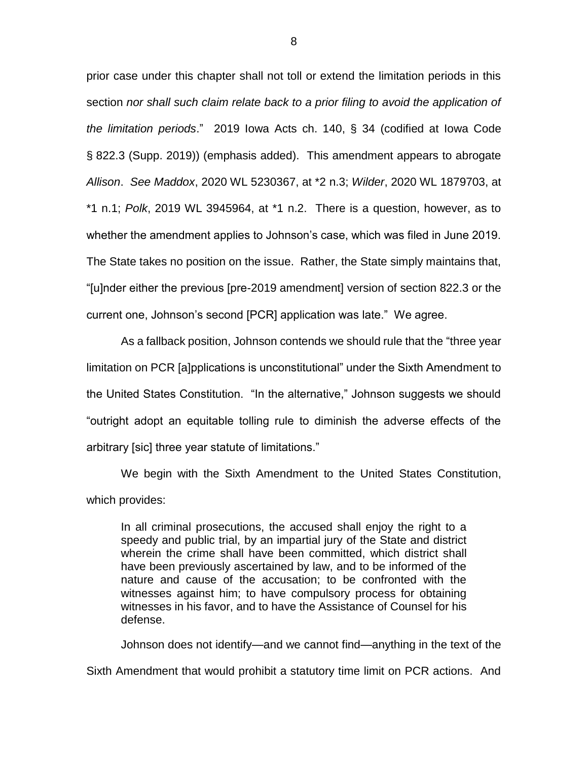prior case under this chapter shall not toll or extend the limitation periods in this section *nor shall such claim relate back to a prior filing to avoid the application of the limitation periods*." 2019 Iowa Acts ch. 140, § 34 (codified at Iowa Code § 822.3 (Supp. 2019)) (emphasis added). This amendment appears to abrogate *Allison*. *See Maddox*, 2020 WL 5230367, at *2 n.3; *Wilder*, 2020 WL 1879703, at *1 n.1; *Polk*, 2019 WL 3945964, at *1 n.2. There is a question, however, as to whether the amendment applies to Johnson's case, which was filed in June 2019. The State takes no position on the issue. Rather, the State simply maintains that, "[u]nder either the previous [pre-2019 amendment] version of section 822.3 or the current one, Johnson's second [PCR] application was late." We agree.

As a fallback position, Johnson contends we should rule that the "three year limitation on PCR [a]pplications is unconstitutional" under the Sixth Amendment to the United States Constitution. "In the alternative," Johnson suggests we should "outright adopt an equitable tolling rule to diminish the adverse effects of the arbitrary [sic] three year statute of limitations."

We begin with the Sixth Amendment to the United States Constitution, which provides:

> In all criminal prosecutions, the accused shall enjoy the right to a speedy and public trial, by an impartial jury of the State and district wherein the crime shall have been committed, which district shall have been previously ascertained by law, and to be informed of the nature and cause of the accusation; to be confronted with the witnesses against him; to have compulsory process for obtaining witnesses in his favor, and to have the Assistance of Counsel for his defense.

Johnson does not identify—and we cannot find—anything in the text of the Sixth Amendment that would prohibit a statutory time limit on PCR actions. And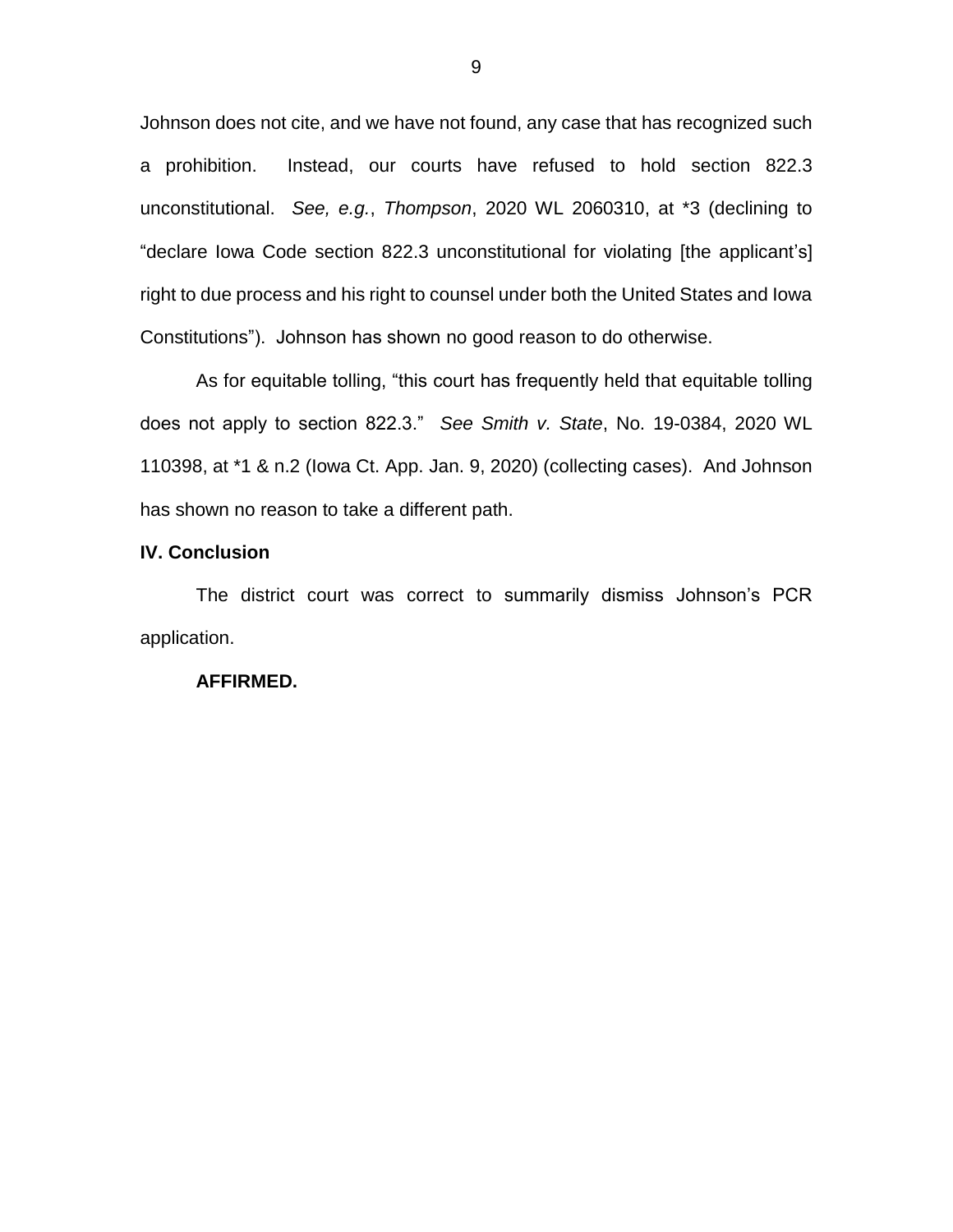Johnson does not cite, and we have not found, any case that has recognized such a prohibition. Instead, our courts have refused to hold section 822.3 unconstitutional. *See, e.g.*, *Thompson*, 2020 WL 2060310, at *3 (declining to "declare Iowa Code section 822.3 unconstitutional for violating [the applicant's] right to due process and his right to counsel under both the United States and Iowa Constitutions"). Johnson has shown no good reason to do otherwise.

As for equitable tolling, "this court has frequently held that equitable tolling does not apply to section 822.3." *See Smith v. State*, No. 19-0384, 2020 WL 110398, at *1 & n.2 (Iowa Ct. App. Jan. 9, 2020) (collecting cases). And Johnson has shown no reason to take a different path.

**IV. Conclusion**

The district court was correct to summarily dismiss Johnson's PCR application.

**AFFIRMED.**